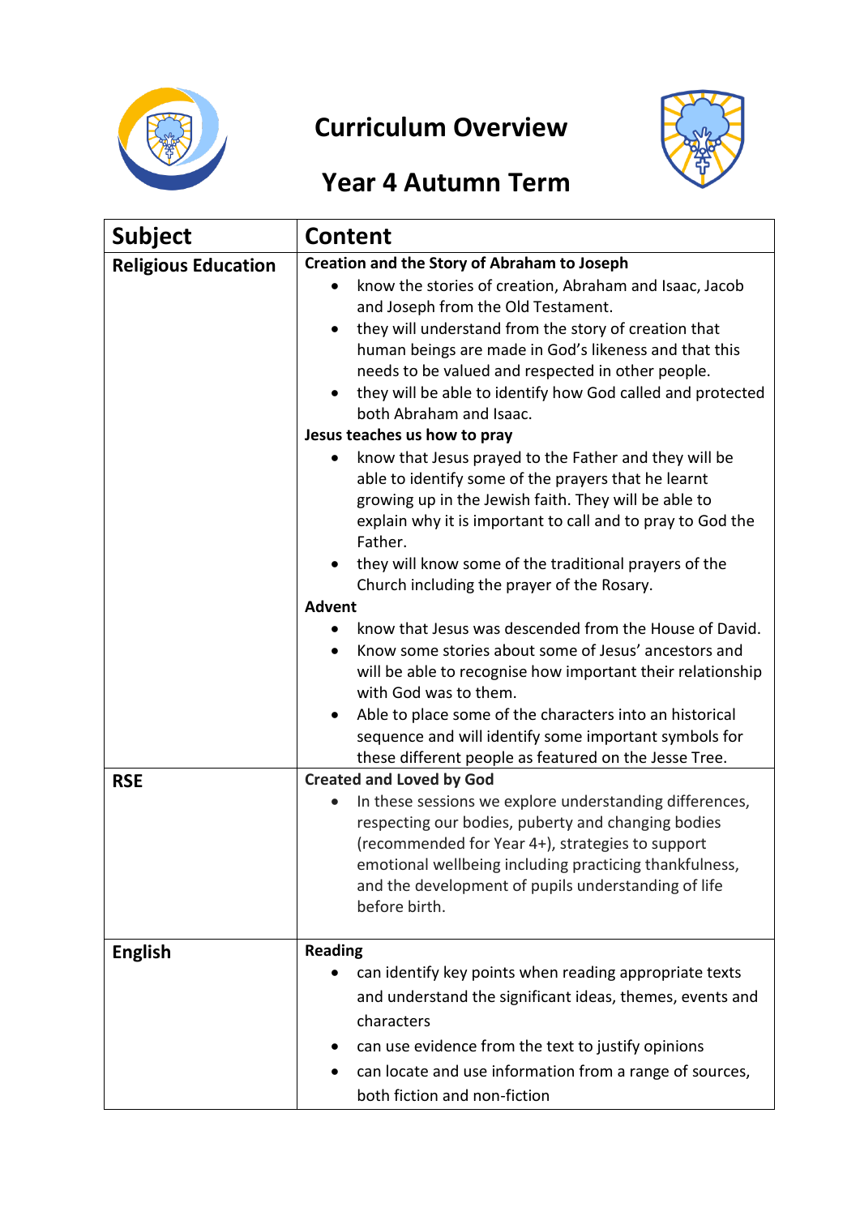# Curriculum Overview

## Year 4 Autumn Term

| Subject | Content |
|---|---|
| **Religious Education** | **Creation and the Story of Abraham to Joseph**<br>• know the stories of creation, Abraham and Isaac, Jacob and Joseph from the Old Testament.<br>• they will understand from the story of creation that human beings are made in God's likeness and that this needs to be valued and respected in other people.<br>• they will be able to identify how God called and protected both Abraham and Isaac.<br>**Jesus teaches us how to pray**<br>• know that Jesus prayed to the Father and they will be able to identify some of the prayers that he learnt growing up in the Jewish faith. They will be able to explain why it is important to call and to pray to God the Father.<br>• they will know some of the traditional prayers of the Church including the prayer of the Rosary.<br>**Advent**<br>• know that Jesus was descended from the House of David.<br>• Know some stories about some of Jesus' ancestors and will be able to recognise how important their relationship with God was to them.<br>• Able to place some of the characters into an historical sequence and will identify some important symbols for these different people as featured on the Jesse Tree. |
| **RSE** | **Created and Loved by God**<br>• In these sessions we explore understanding differences, respecting our bodies, puberty and changing bodies (recommended for Year 4+), strategies to support emotional wellbeing including practicing thankfulness, and the development of pupils understanding of life before birth. |
| **English** | **Reading**<br>• can identify key points when reading appropriate texts and understand the significant ideas, themes, events and characters<br>• can use evidence from the text to justify opinions<br>• can locate and use information from a range of sources, both fiction and non-fiction |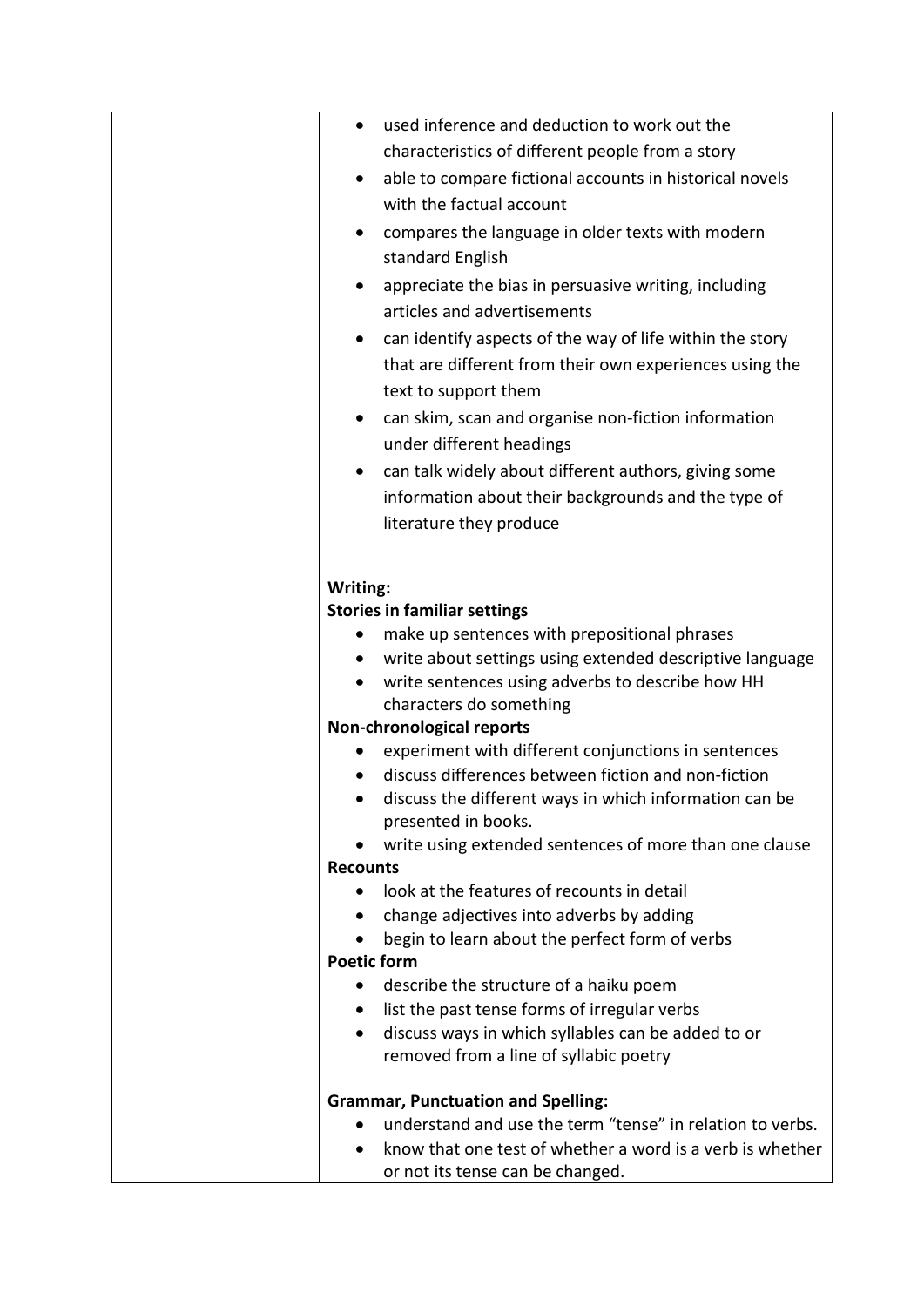| | • used inference and deduction to work out the characteristics of different people from a story<br>• able to compare fictional accounts in historical novels with the factual account<br>• compares the language in older texts with modern standard English<br>• appreciate the bias in persuasive writing, including articles and advertisements<br>• can identify aspects of the way of life within the story that are different from their own experiences using the text to support them<br>• can skim, scan and organise non-fiction information under different headings<br>• can talk widely about different authors, giving some information about their backgrounds and the type of literature they produce<br><br>**Writing:**<br>**Stories in familiar settings**<br>• make up sentences with prepositional phrases<br>• write about settings using extended descriptive language<br>• write sentences using adverbs to describe how HH characters do something<br>**Non-chronological reports**<br>• experiment with different conjunctions in sentences<br>• discuss differences between fiction and non-fiction<br>• discuss the different ways in which information can be presented in books.<br>• write using extended sentences of more than one clause<br>**Recounts**<br>• look at the features of recounts in detail<br>• change adjectives into adverbs by adding<br>• begin to learn about the perfect form of verbs<br>**Poetic form**<br>• describe the structure of a haiku poem<br>• list the past tense forms of irregular verbs<br>• discuss ways in which syllables can be added to or removed from a line of syllabic poetry<br><br>**Grammar, Punctuation and Spelling:**<br>• understand and use the term "tense" in relation to verbs.<br>• know that one test of whether a word is a verb is whether or not its tense can be changed. |
|---|---|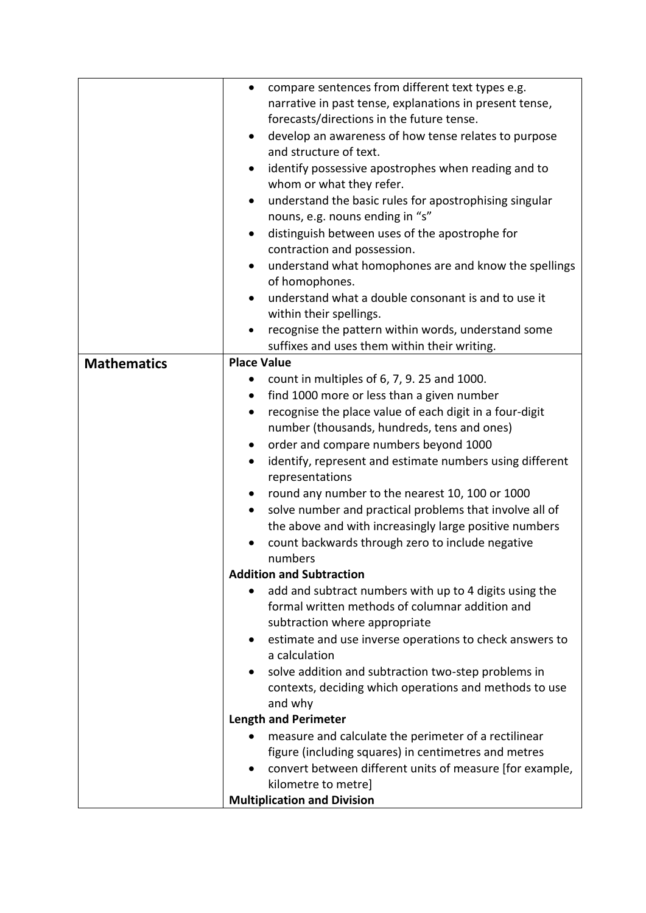| | |
|---|---|
| | • compare sentences from different text types e.g. narrative in past tense, explanations in present tense, forecasts/directions in the future tense.<br>• develop an awareness of how tense relates to purpose and structure of text.<br>• identify possessive apostrophes when reading and to whom or what they refer.<br>• understand the basic rules for apostrophising singular nouns, e.g. nouns ending in "s"<br>• distinguish between uses of the apostrophe for contraction and possession.<br>• understand what homophones are and know the spellings of homophones.<br>• understand what a double consonant is and to use it within their spellings.<br>• recognise the pattern within words, understand some suffixes and uses them within their writing. |
| **Mathematics** | **Place Value**<br>• count in multiples of 6, 7, 9. 25 and 1000.<br>• find 1000 more or less than a given number<br>• recognise the place value of each digit in a four-digit number (thousands, hundreds, tens and ones)<br>• order and compare numbers beyond 1000<br>• identify, represent and estimate numbers using different representations<br>• round any number to the nearest 10, 100 or 1000<br>• solve number and practical problems that involve all of the above and with increasingly large positive numbers<br>• count backwards through zero to include negative numbers<br>**Addition and Subtraction**<br>• add and subtract numbers with up to 4 digits using the formal written methods of columnar addition and subtraction where appropriate<br>• estimate and use inverse operations to check answers to a calculation<br>• solve addition and subtraction two-step problems in contexts, deciding which operations and methods to use and why<br>**Length and Perimeter**<br>• measure and calculate the perimeter of a rectilinear figure (including squares) in centimetres and metres<br>• convert between different units of measure [for example, kilometre to metre]<br>**Multiplication and Division** |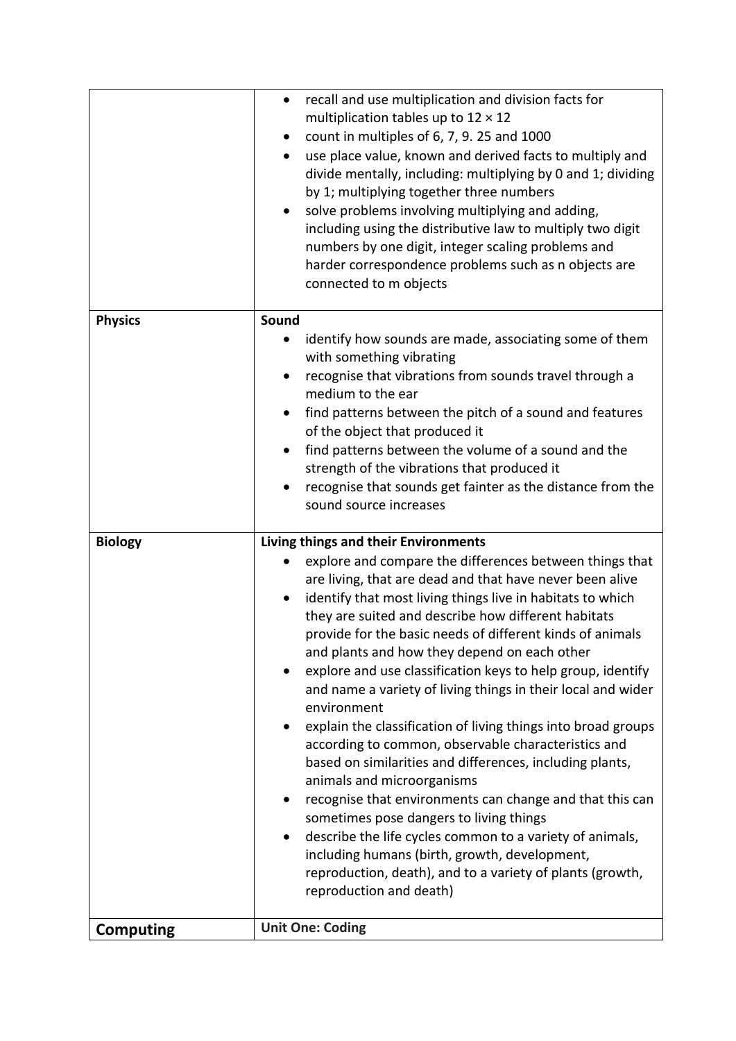| | |
|---|---|
| | • recall and use multiplication and division facts for multiplication tables up to 12 × 12<br>• count in multiples of 6, 7, 9. 25 and 1000<br>• use place value, known and derived facts to multiply and divide mentally, including: multiplying by 0 and 1; dividing by 1; multiplying together three numbers<br>• solve problems involving multiplying and adding, including using the distributive law to multiply two digit numbers by one digit, integer scaling problems and harder correspondence problems such as n objects are connected to m objects |
| **Physics** | **Sound**<br>• identify how sounds are made, associating some of them with something vibrating<br>• recognise that vibrations from sounds travel through a medium to the ear<br>• find patterns between the pitch of a sound and features of the object that produced it<br>• find patterns between the volume of a sound and the strength of the vibrations that produced it<br>• recognise that sounds get fainter as the distance from the sound source increases |
| **Biology** | **Living things and their Environments**<br>• explore and compare the differences between things that are living, that are dead and that have never been alive<br>• identify that most living things live in habitats to which they are suited and describe how different habitats provide for the basic needs of different kinds of animals and plants and how they depend on each other<br>• explore and use classification keys to help group, identify and name a variety of living things in their local and wider environment<br>• explain the classification of living things into broad groups according to common, observable characteristics and based on similarities and differences, including plants, animals and microorganisms<br>• recognise that environments can change and that this can sometimes pose dangers to living things<br>• describe the life cycles common to a variety of animals, including humans (birth, growth, development, reproduction, death), and to a variety of plants (growth, reproduction and death) |
| **Computing** | **Unit One: Coding** |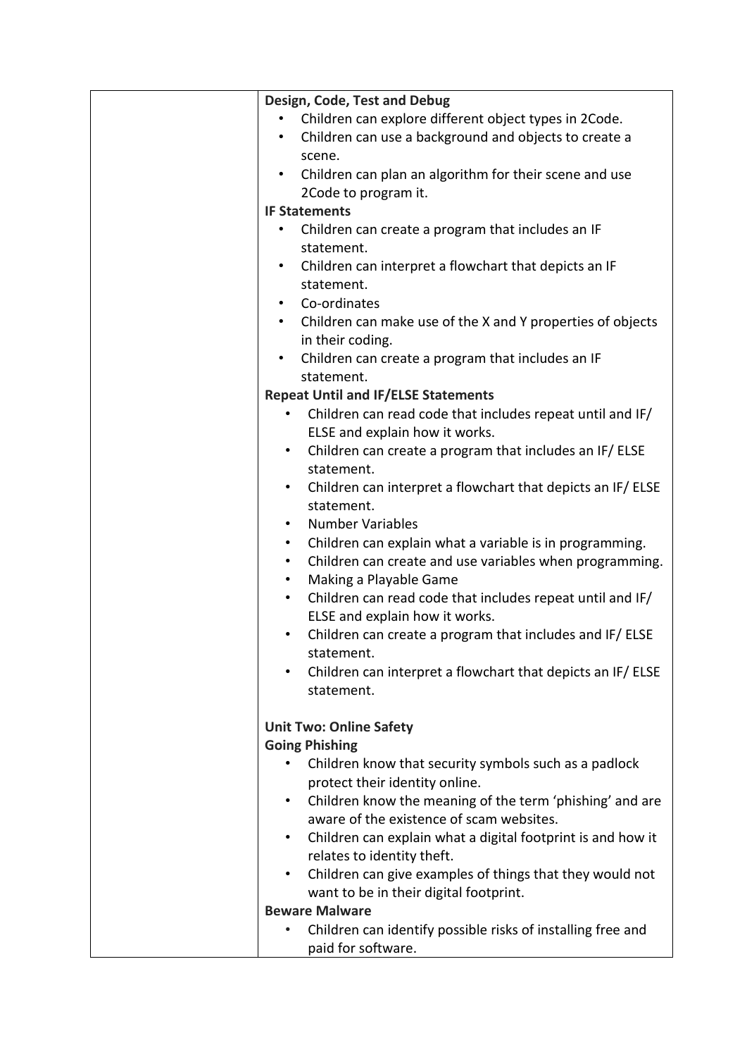| | |
|---|---|
| | **Design, Code, Test and Debug**<br>• Children can explore different object types in 2Code.<br>• Children can use a background and objects to create a scene.<br>• Children can plan an algorithm for their scene and use 2Code to program it.<br>**IF Statements**<br>• Children can create a program that includes an IF statement.<br>• Children can interpret a flowchart that depicts an IF statement.<br>• Co-ordinates<br>• Children can make use of the X and Y properties of objects in their coding.<br>• Children can create a program that includes an IF statement.<br>**Repeat Until and IF/ELSE Statements**<br>• Children can read code that includes repeat until and IF/ ELSE and explain how it works.<br>• Children can create a program that includes an IF/ ELSE statement.<br>• Children can interpret a flowchart that depicts an IF/ ELSE statement.<br>• Number Variables<br>• Children can explain what a variable is in programming.<br>• Children can create and use variables when programming.<br>• Making a Playable Game<br>• Children can read code that includes repeat until and IF/ ELSE and explain how it works.<br>• Children can create a program that includes and IF/ ELSE statement.<br>• Children can interpret a flowchart that depicts an IF/ ELSE statement.<br><br>**Unit Two: Online Safety**<br>**Going Phishing**<br>• Children know that security symbols such as a padlock protect their identity online.<br>• Children know the meaning of the term 'phishing' and are aware of the existence of scam websites.<br>• Children can explain what a digital footprint is and how it relates to identity theft.<br>• Children can give examples of things that they would not want to be in their digital footprint.<br>**Beware Malware**<br>• Children can identify possible risks of installing free and paid for software. |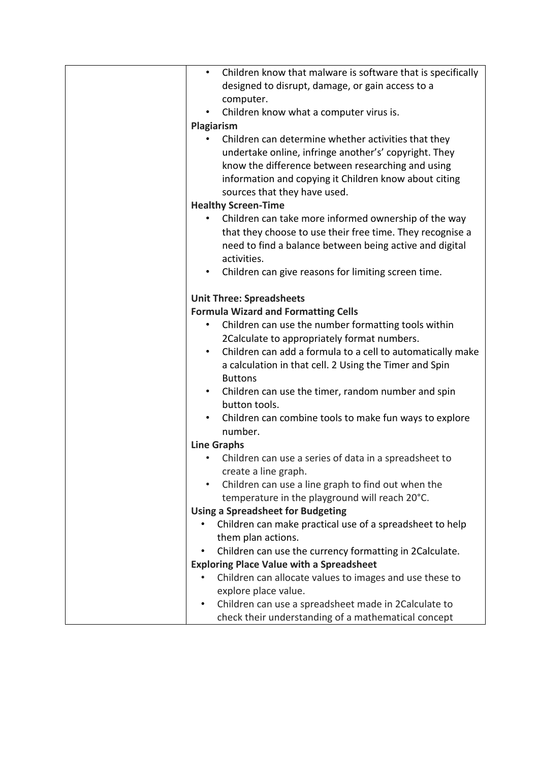| | |
|---|---|
| | • Children know that malware is software that is specifically designed to disrupt, damage, or gain access to a computer.<br>• Children know what a computer virus is.<br>**Plagiarism**<br>• Children can determine whether activities that they undertake online, infringe another's' copyright. They know the difference between researching and using information and copying it Children know about citing sources that they have used.<br>**Healthy Screen-Time**<br>• Children can take more informed ownership of the way that they choose to use their free time. They recognise a need to find a balance between being active and digital activities.<br>• Children can give reasons for limiting screen time.<br><br>**Unit Three: Spreadsheets**<br>**Formula Wizard and Formatting Cells**<br>• Children can use the number formatting tools within 2Calculate to appropriately format numbers.<br>• Children can add a formula to a cell to automatically make a calculation in that cell. 2 Using the Timer and Spin Buttons<br>• Children can use the timer, random number and spin button tools.<br>• Children can combine tools to make fun ways to explore number.<br>**Line Graphs**<br>• Children can use a series of data in a spreadsheet to create a line graph.<br>• Children can use a line graph to find out when the temperature in the playground will reach 20°C.<br>**Using a Spreadsheet for Budgeting**<br>• Children can make practical use of a spreadsheet to help them plan actions.<br>• Children can use the currency formatting in 2Calculate.<br>**Exploring Place Value with a Spreadsheet**<br>• Children can allocate values to images and use these to explore place value.<br>• Children can use a spreadsheet made in 2Calculate to check their understanding of a mathematical concept |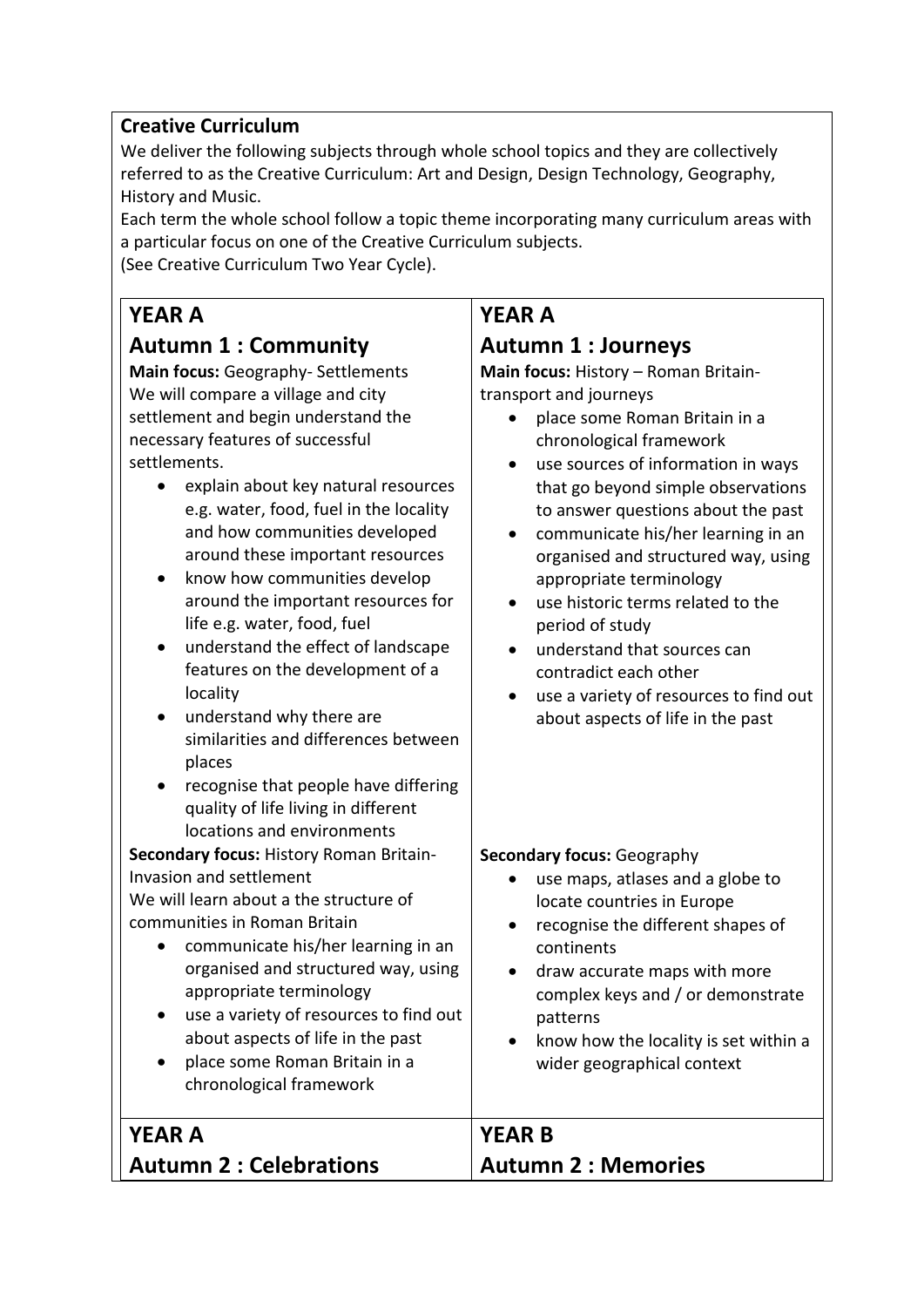**Creative Curriculum**

We deliver the following subjects through whole school topics and they are collectively referred to as the Creative Curriculum: Art and Design, Design Technology, Geography, History and Music.

Each term the whole school follow a topic theme incorporating many curriculum areas with a particular focus on one of the Creative Curriculum subjects.

(See Creative Curriculum Two Year Cycle).

| **YEAR A**<br>**Autumn 1 : Community** | **YEAR A**<br>**Autumn 1 : Journeys** |
|---|---|
| **Main focus:** Geography- Settlements<br>We will compare a village and city settlement and begin understand the necessary features of successful settlements.<br>• explain about key natural resources e.g. water, food, fuel in the locality and how communities developed around these important resources<br>• know how communities develop around the important resources for life e.g. water, food, fuel<br>• understand the effect of landscape features on the development of a locality<br>• understand why there are similarities and differences between places<br>• recognise that people have differing quality of life living in different locations and environments | **Main focus:** History – Roman Britain- transport and journeys<br>• place some Roman Britain in a chronological framework<br>• use sources of information in ways that go beyond simple observations to answer questions about the past<br>• communicate his/her learning in an organised and structured way, using appropriate terminology<br>• use historic terms related to the period of study<br>• understand that sources can contradict each other<br>• use a variety of resources to find out about aspects of life in the past |
| **Secondary focus:** History Roman Britain- Invasion and settlement<br>We will learn about a the structure of communities in Roman Britain<br>• communicate his/her learning in an organised and structured way, using appropriate terminology<br>• use a variety of resources to find out about aspects of life in the past<br>• place some Roman Britain in a chronological framework | **Secondary focus:** Geography<br>• use maps, atlases and a globe to locate countries in Europe<br>• recognise the different shapes of continents<br>• draw accurate maps with more complex keys and / or demonstrate patterns<br>• know how the locality is set within a wider geographical context |
| **YEAR A**<br>**Autumn 2 : Celebrations** | **YEAR B**<br>**Autumn 2 : Memories** |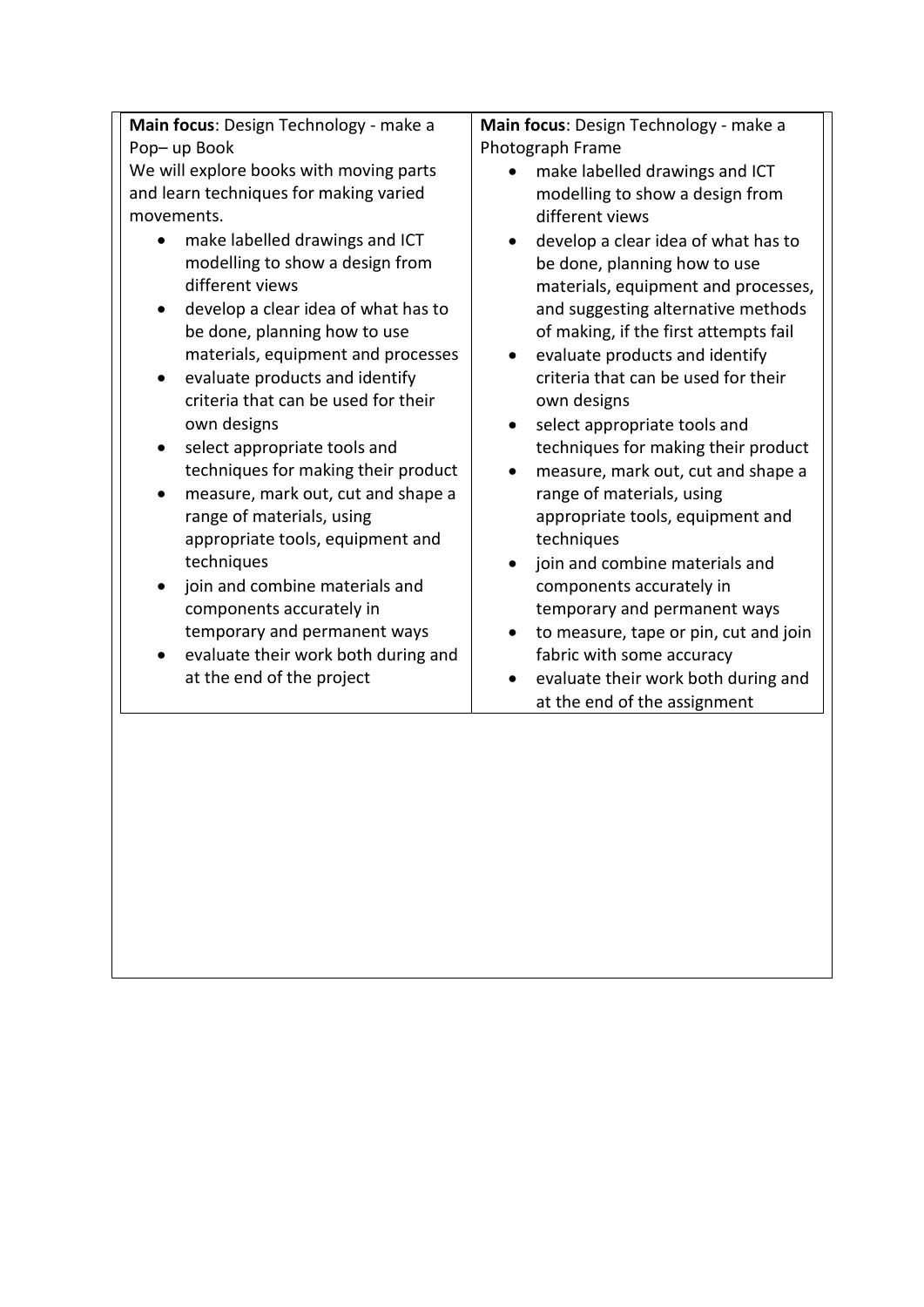| **Main focus**: Design Technology - make a Pop– up Book | **Main focus**: Design Technology - make a Photograph Frame |
|---|---|
| We will explore books with moving parts and learn techniques for making varied movements.<br>• make labelled drawings and ICT modelling to show a design from different views<br>• develop a clear idea of what has to be done, planning how to use materials, equipment and processes<br>• evaluate products and identify criteria that can be used for their own designs<br>• select appropriate tools and techniques for making their product<br>• measure, mark out, cut and shape a range of materials, using appropriate tools, equipment and techniques<br>• join and combine materials and components accurately in temporary and permanent ways<br>• evaluate their work both during and at the end of the project | • make labelled drawings and ICT modelling to show a design from different views<br>• develop a clear idea of what has to be done, planning how to use materials, equipment and processes, and suggesting alternative methods of making, if the first attempts fail<br>• evaluate products and identify criteria that can be used for their own designs<br>• select appropriate tools and techniques for making their product<br>• measure, mark out, cut and shape a range of materials, using appropriate tools, equipment and techniques<br>• join and combine materials and components accurately in temporary and permanent ways<br>• to measure, tape or pin, cut and join fabric with some accuracy<br>• evaluate their work both during and at the end of the assignment |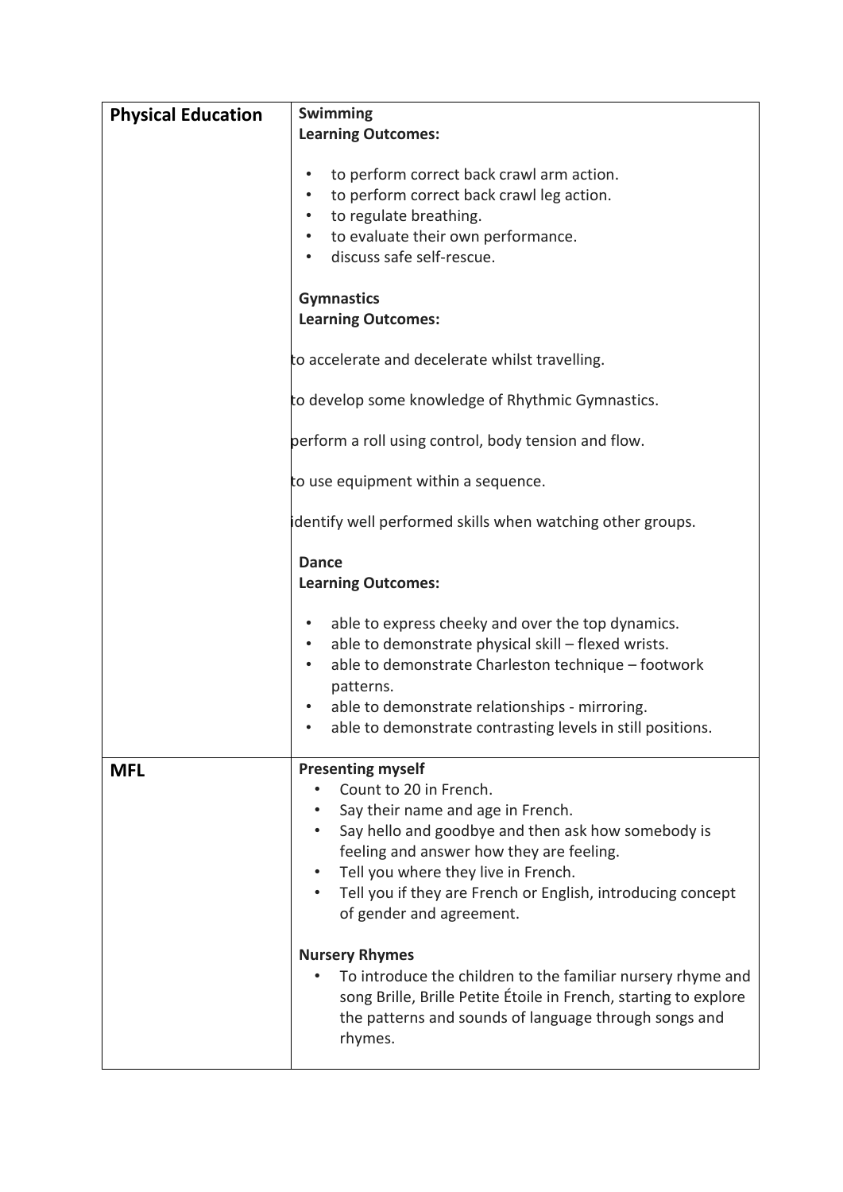| Physical Education | **Swimming**<br>**Learning Outcomes:**<br><br>• to perform correct back crawl arm action.<br>• to perform correct back crawl leg action.<br>• to regulate breathing.<br>• to evaluate their own performance.<br>• discuss safe self-rescue.<br><br>**Gymnastics**<br>**Learning Outcomes:**<br><br>to accelerate and decelerate whilst travelling.<br><br>to develop some knowledge of Rhythmic Gymnastics.<br><br>perform a roll using control, body tension and flow.<br><br>to use equipment within a sequence.<br><br>identify well performed skills when watching other groups.<br><br>**Dance**<br>**Learning Outcomes:**<br><br>• able to express cheeky and over the top dynamics.<br>• able to demonstrate physical skill – flexed wrists.<br>• able to demonstrate Charleston technique – footwork patterns.<br>• able to demonstrate relationships - mirroring.<br>• able to demonstrate contrasting levels in still positions. |
|---|---|
| **MFL** | **Presenting myself**<br>• Count to 20 in French.<br>• Say their name and age in French.<br>• Say hello and goodbye and then ask how somebody is feeling and answer how they are feeling.<br>• Tell you where they live in French.<br>• Tell you if they are French or English, introducing concept of gender and agreement.<br><br>**Nursery Rhymes**<br>• To introduce the children to the familiar nursery rhyme and song Brille, Brille Petite Étoile in French, starting to explore the patterns and sounds of language through songs and rhymes. |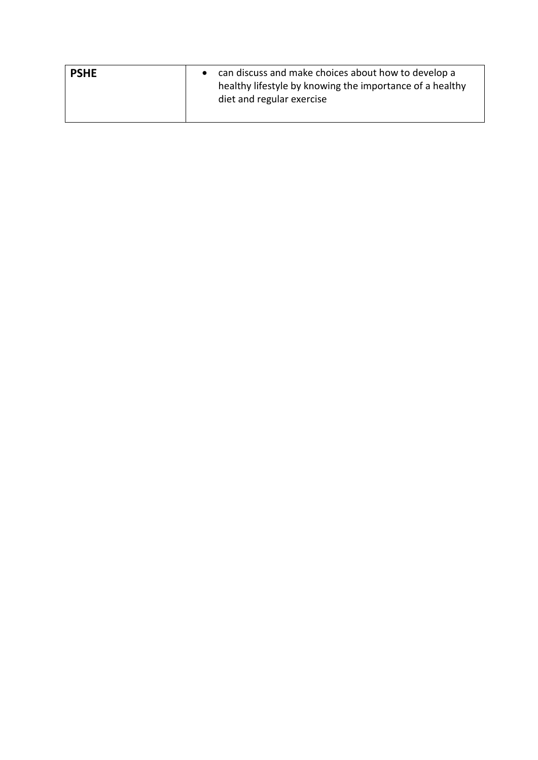| | |
|---|---|
| **PSHE** | • can discuss and make choices about how to develop a healthy lifestyle by knowing the importance of a healthy diet and regular exercise |